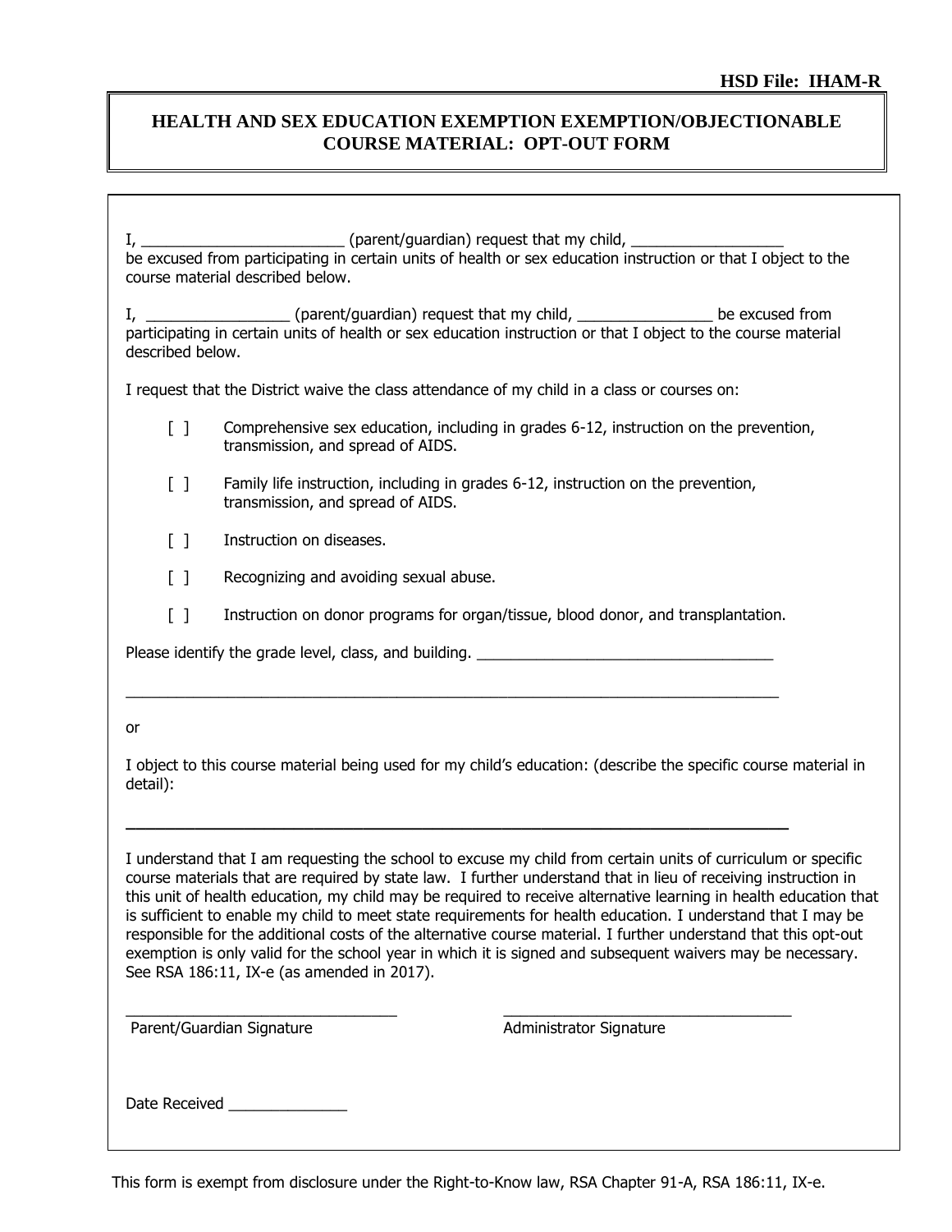HSD File: IHAM-R

# HEALTH AND SEX EDUCATION EXEMPTION EXEMPTION/OBJECTIONABLE COURSE MATERIAL: OPT-OUT FORM

I, ________________________ (parent/guardian) request that my child, _________________ be excused from participating in certain units of health or sex education instruction or that I object to the course material described below.

I, ________________ (parent/guardian) request that my child, ________________ be excused from participating in certain units of health or sex education instruction or that I object to the course material described below.

I request that the District waive the class attendance of my child in a class or courses on:

[ ] Comprehensive sex education, including in grades 6-12, instruction on the prevention, transmission, and spread of AIDS.

[ ] Family life instruction, including in grades 6-12, instruction on the prevention, transmission, and spread of AIDS.

[ ] Instruction on diseases.

[ ] Recognizing and avoiding sexual abuse.

[ ] Instruction on donor programs for organ/tissue, blood donor, and transplantation.

Please identify the grade level, class, and building. ___________________________________

______________________________________________________________________________

or

I object to this course material being used for my child's education: (describe the specific course material in detail):

______________________________________________________________________________

I understand that I am requesting the school to excuse my child from certain units of curriculum or specific course materials that are required by state law. I further understand that in lieu of receiving instruction in this unit of health education, my child may be required to receive alternative learning in health education that is sufficient to enable my child to meet state requirements for health education. I understand that I may be responsible for the additional costs of the alternative course material. I further understand that this opt-out exemption is only valid for the school year in which it is signed and subsequent waivers may be necessary. See RSA 186:11, IX-e (as amended in 2017).

________________________________ ________________________________

Parent/Guardian Signature Administrator Signature

Date Received ______________

This form is exempt from disclosure under the Right-to-Know law, RSA Chapter 91-A, RSA 186:11, IX-e.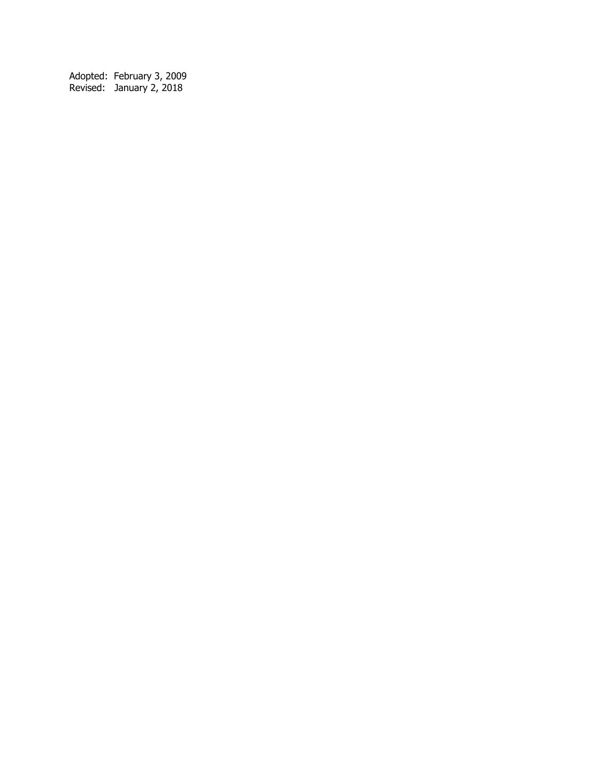Adopted: February 3, 2009
Revised: January 2, 2018